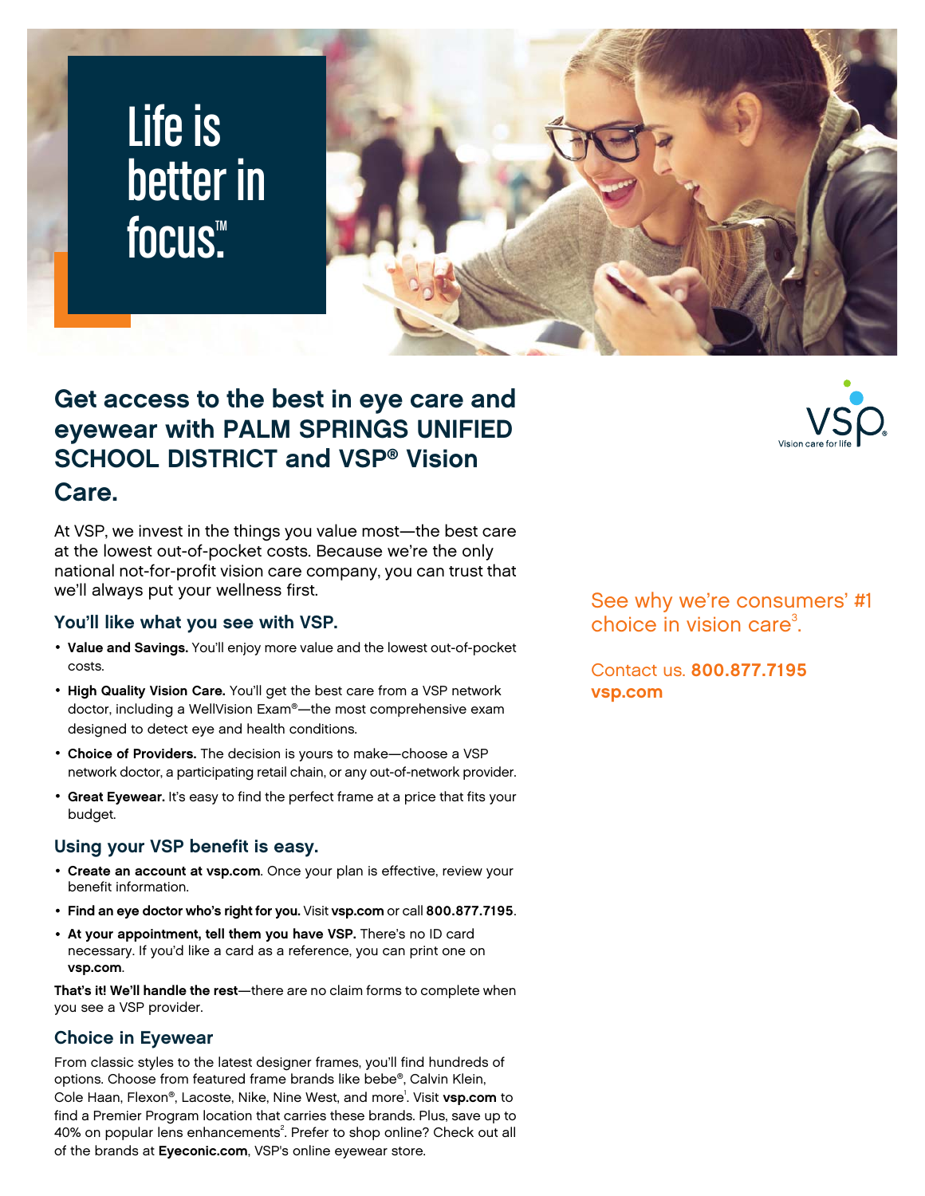# Life is better in focus.™

## Get access to the best in eye care and eyewear with PALM SPRINGS UNIFIED SCHOOL DISTRICT and VSP® Vision Care.

At VSP, we invest in the things you value most—the best care at the lowest out-of-pocket costs. Because we're the only national not-for-profit vision care company, you can trust that we'll always put your wellness first.

### You'll like what you see with VSP.

- **Value and Savings.** You'll enjoy more value and the lowest out-of-pocket costs.
- **High Quality Vision Care.** You'll get the best care from a VSP network doctor, including a WellVision Exam®—the most comprehensive exam designed to detect eye and health conditions.
- **Choice of Providers.** The decision is yours to make—choose a VSP network doctor, a participating retail chain, or any out-of-network provider.
- **Great Eyewear.** It's easy to find the perfect frame at a price that fits your budget.

### Using your VSP benefit is easy.

- **Create an account at vsp.com**. Once your plan is effective, review your benefit information.
- **Find an eye doctor who's right for you.** Visit **vsp.com** or call **800.877.7195**.
- **At your appointment, tell them you have VSP.** There's no ID card necessary. If you'd like a card as a reference, you can print one on **vsp.com**.

**That's it! We'll handle the rest**—there are no claim forms to complete when you see a VSP provider.

### Choice in Eyewear

From classic styles to the latest designer frames, you'll find hundreds of options. Choose from featured frame brands like bebe®, Calvin Klein, Cole Haan, Flexon®, Lacoste, Nike, Nine West, and more[1]. Visit **vsp.com** to find a Premier Program location that carries these brands. Plus, save up to 40% on popular lens enhancements[2]. Prefer to shop online? Check out all of the brands at **Eyeconic.com**, VSP's online eyewear store.

VSP Vision care for life

See why we're consumers' #1 choice in vision care[3].

Contact us. **800.877.7195**
**vsp.com**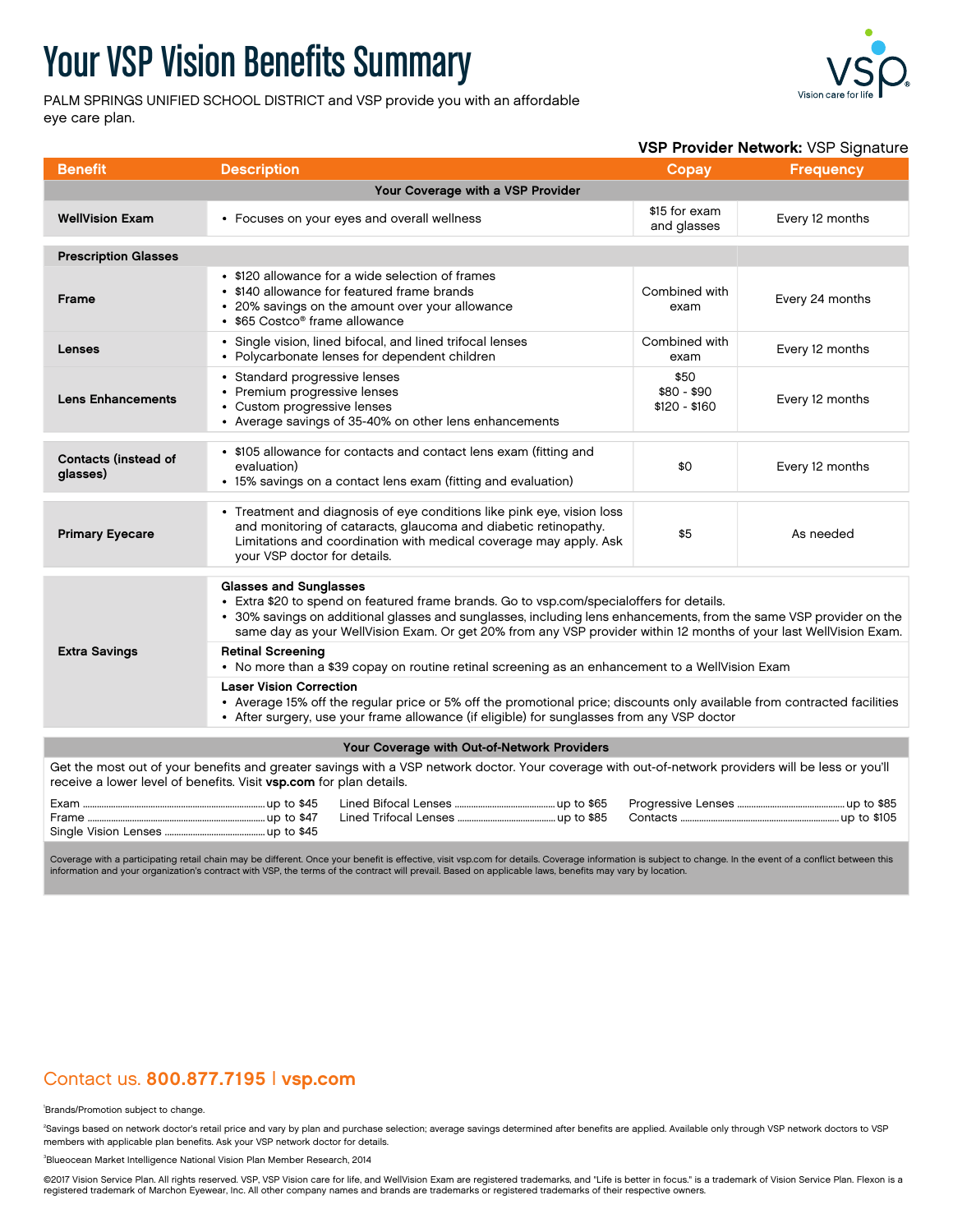# Your VSP Vision Benefits Summary

PALM SPRINGS UNIFIED SCHOOL DISTRICT and VSP provide you with an affordable eye care plan.

**VSP Provider Network:** VSP Signature

| Benefit | Description | Copay | Frequency |
|---|---|---|---|
| **Your Coverage with a VSP Provider** | | | |
| **WellVision Exam** | • Focuses on your eyes and overall wellness | $15 for exam and glasses | Every 12 months |
| **Prescription Glasses** | | | |
| **Frame** | • $120 allowance for a wide selection of frames<br>• $140 allowance for featured frame brands<br>• 20% savings on the amount over your allowance<br>• $65 Costco® frame allowance | Combined with exam | Every 24 months |
| **Lenses** | • Single vision, lined bifocal, and lined trifocal lenses<br>• Polycarbonate lenses for dependent children | Combined with exam | Every 12 months |
| **Lens Enhancements** | • Standard progressive lenses<br>• Premium progressive lenses<br>• Custom progressive lenses<br>• Average savings of 35-40% on other lens enhancements | $50<br>$80 - $90<br>$120 - $160 | Every 12 months |
| **Contacts (instead of glasses)** | • $105 allowance for contacts and contact lens exam (fitting and evaluation)<br>• 15% savings on a contact lens exam (fitting and evaluation) | $0 | Every 12 months |
| **Primary Eyecare** | • Treatment and diagnosis of eye conditions like pink eye, vision loss and monitoring of cataracts, glaucoma and diabetic retinopathy. Limitations and coordination with medical coverage may apply. Ask your VSP doctor for details. | $5 | As needed |
| **Extra Savings** | **Glasses and Sunglasses**<br>• Extra $20 to spend on featured frame brands. Go to vsp.com/specialoffers for details.<br>• 30% savings on additional glasses and sunglasses, including lens enhancements, from the same VSP provider on the same day as your WellVision Exam. Or get 20% from any VSP provider within 12 months of your last WellVision Exam.<br>**Retinal Screening**<br>• No more than a $39 copay on routine retinal screening as an enhancement to a WellVision Exam<br>**Laser Vision Correction**<br>• Average 15% off the regular price or 5% off the promotional price; discounts only available from contracted facilities<br>• After surgery, use your frame allowance (if eligible) for sunglasses from any VSP doctor | | |

## Your Coverage with Out-of-Network Providers

Get the most out of your benefits and greater savings with a VSP network doctor. Your coverage with out-of-network providers will be less or you'll receive a lower level of benefits. Visit **vsp.com** for plan details.

| | | |
|---|---|---|
| Exam ........ up to $45 | Lined Bifocal Lenses ........ up to $65 | Progressive Lenses ........ up to $85 |
| Frame ........ up to $47 | Lined Trifocal Lenses ........ up to $85 | Contacts ........ up to $105 |
| Single Vision Lenses ........ up to $45 | | |

Coverage with a participating retail chain may be different. Once your benefit is effective, visit vsp.com for details. Coverage information is subject to change. In the event of a conflict between this information and your organization's contract with VSP, the terms of the contract will prevail. Based on applicable laws, benefits may vary by location.

Contact us. **800.877.7195 | vsp.com**

[1]Brands/Promotion subject to change.

[2]Savings based on network doctor's retail price and vary by plan and purchase selection; average savings determined after benefits are applied. Available only through VSP network doctors to VSP members with applicable plan benefits. Ask your VSP network doctor for details.

[3]Blueocean Market Intelligence National Vision Plan Member Research, 2014

©2017 Vision Service Plan. All rights reserved. VSP, VSP Vision care for life, and WellVision Exam are registered trademarks, and "Life is better in focus." is a trademark of Vision Service Plan. Flexon is a registered trademark of Marchon Eyewear, Inc. All other company names and brands are trademarks or registered trademarks of their respective owners.